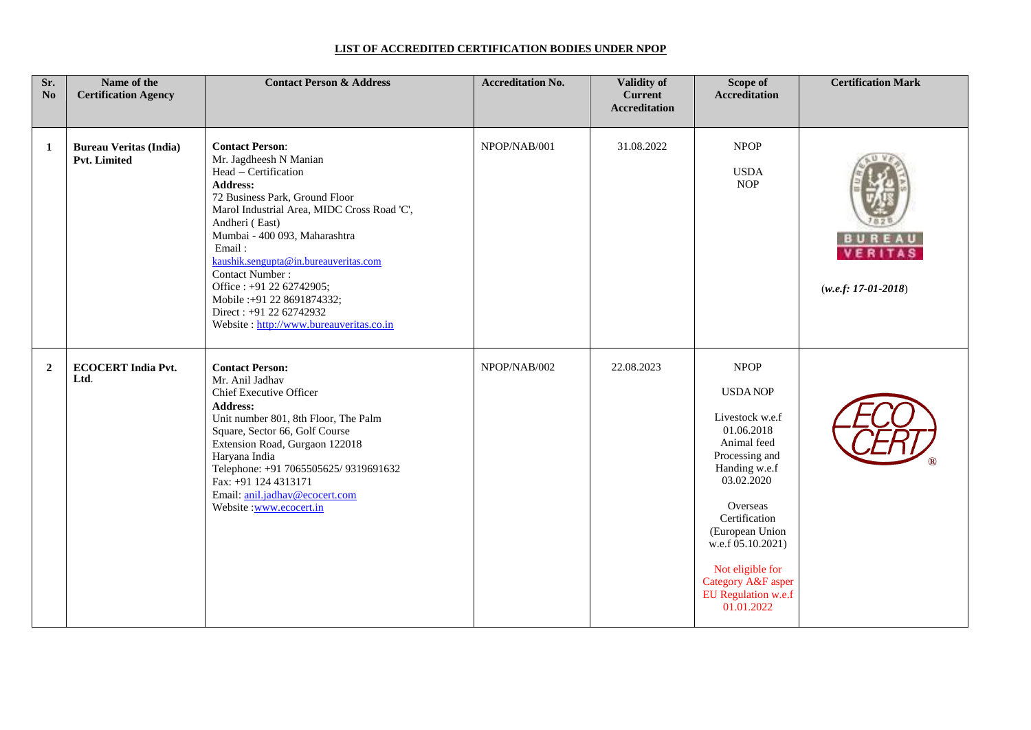**LIST OF ACCREDITED CERTIFICATION BODIES UNDER NPOP**

| Sr. No | Name of the Certification Agency | Contact Person & Address | Accreditation No. | Validity of Current Accreditation | Scope of Accreditation | Certification Mark |
|---|---|---|---|---|---|---|
| **1** | **Bureau Veritas (India) Pvt. Limited** | **Contact Person**: Mr. Jagdheesh N Manian Head – Certification **Address:** 72 Business Park, Ground Floor Marol Industrial Area, MIDC Cross Road 'C', Andheri ( East) Mumbai - 400 093, Maharashtra Email : kaushik.sengupta@in.bureauveritas.com Contact Number : Office : +91 22 62742905; Mobile :+91 22 8691874332; Direct : +91 22 62742932 Website : http://www.bureauveritas.co.in | NPOP/NAB/001 | 31.08.2022 | NPOP USDA NOP | (*w.e.f: 17-01-2018*) |
| **2** | **ECOCERT India Pvt. Ltd**. | **Contact Person:** Mr. Anil Jadhav Chief Executive Officer **Address:** Unit number 801, 8th Floor, The Palm Square, Sector 66, Golf Course Extension Road, Gurgaon 122018 Haryana India Telephone: +91 7065505625/ 9319691632 Fax: +91 124 4313171 Email: anil.jadhav@ecocert.com Website :www.ecocert.in | NPOP/NAB/002 | 22.08.2023 | NPOP USDA NOP Livestock w.e.f 01.06.2018 Animal feed Processing and Handing w.e.f 03.02.2020 Overseas Certification (European Union w.e.f 05.10.2021) Not eligible for Category A&F asper EU Regulation w.e.f 01.01.2022 | |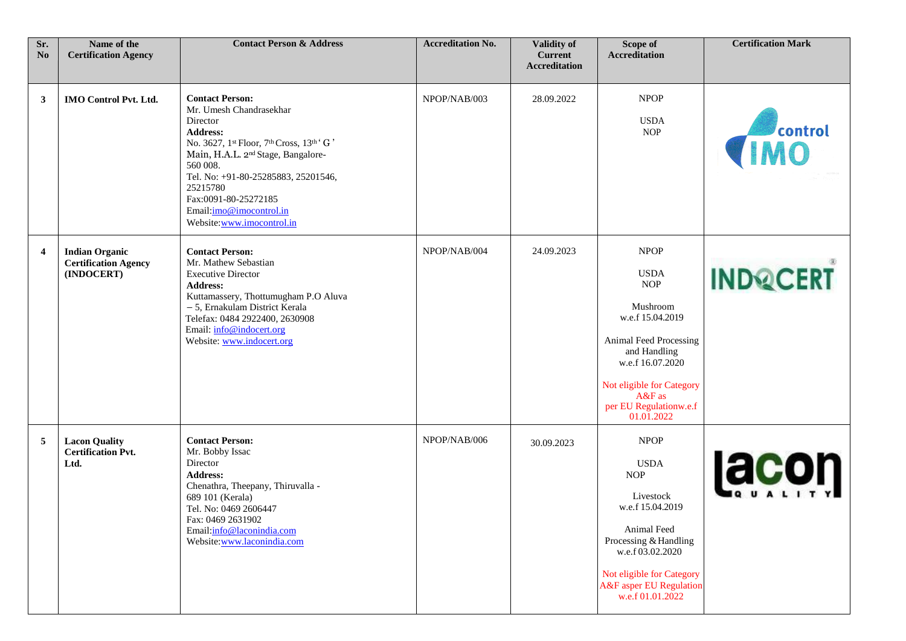| Sr. No | Name of the Certification Agency | Contact Person & Address | Accreditation No. | Validity of Current Accreditation | Scope of Accreditation | Certification Mark |
|---|---|---|---|---|---|---|
| 3 | **IMO Control Pvt. Ltd.** | **Contact Person:** Mr. Umesh Chandrasekhar Director **Address:** No. 3627, 1st Floor, 7th Cross, 13th ' G ' Main, H.A.L. 2nd Stage, Bangalore-560 008. Tel. No: +91-80-25285883, 25201546, 25215780 Fax:0091-80-25272185 Email:imo@imocontrol.in Website:www.imocontrol.in | NPOP/NAB/003 | 28.09.2022 | NPOP USDA NOP | control IMO |
| 4 | **Indian Organic Certification Agency (INDOCERT)** | **Contact Person:** Mr. Mathew Sebastian Executive Director **Address:** Kuttamassery, Thottumugham P.O Aluva – 5, Ernakulam District Kerala Telefax: 0484 2922400, 2630908 Email: info@indocert.org Website: www.indocert.org | NPOP/NAB/004 | 24.09.2023 | NPOP USDA NOP Mushroom w.e.f 15.04.2019 Animal Feed Processing and Handling w.e.f 16.07.2020 Not eligible for Category A&F as per EU Regulationw.e.f 01.01.2022 | INDOCERT |
| 5 | **Lacon Quality Certification Pvt. Ltd.** | **Contact Person:** Mr. Bobby Issac Director **Address:** Chenathra, Theepany, Thiruvalla - 689 101 (Kerala) Tel. No: 0469 2606447 Fax: 0469 2631902 Email:info@laconindia.com Website:www.laconindia.com | NPOP/NAB/006 | 30.09.2023 | NPOP USDA NOP Livestock w.e.f 15.04.2019 Animal Feed Processing & Handling w.e.f 03.02.2020 Not eligible for Category A&F asper EU Regulation w.e.f 01.01.2022 | lacon QUALITY |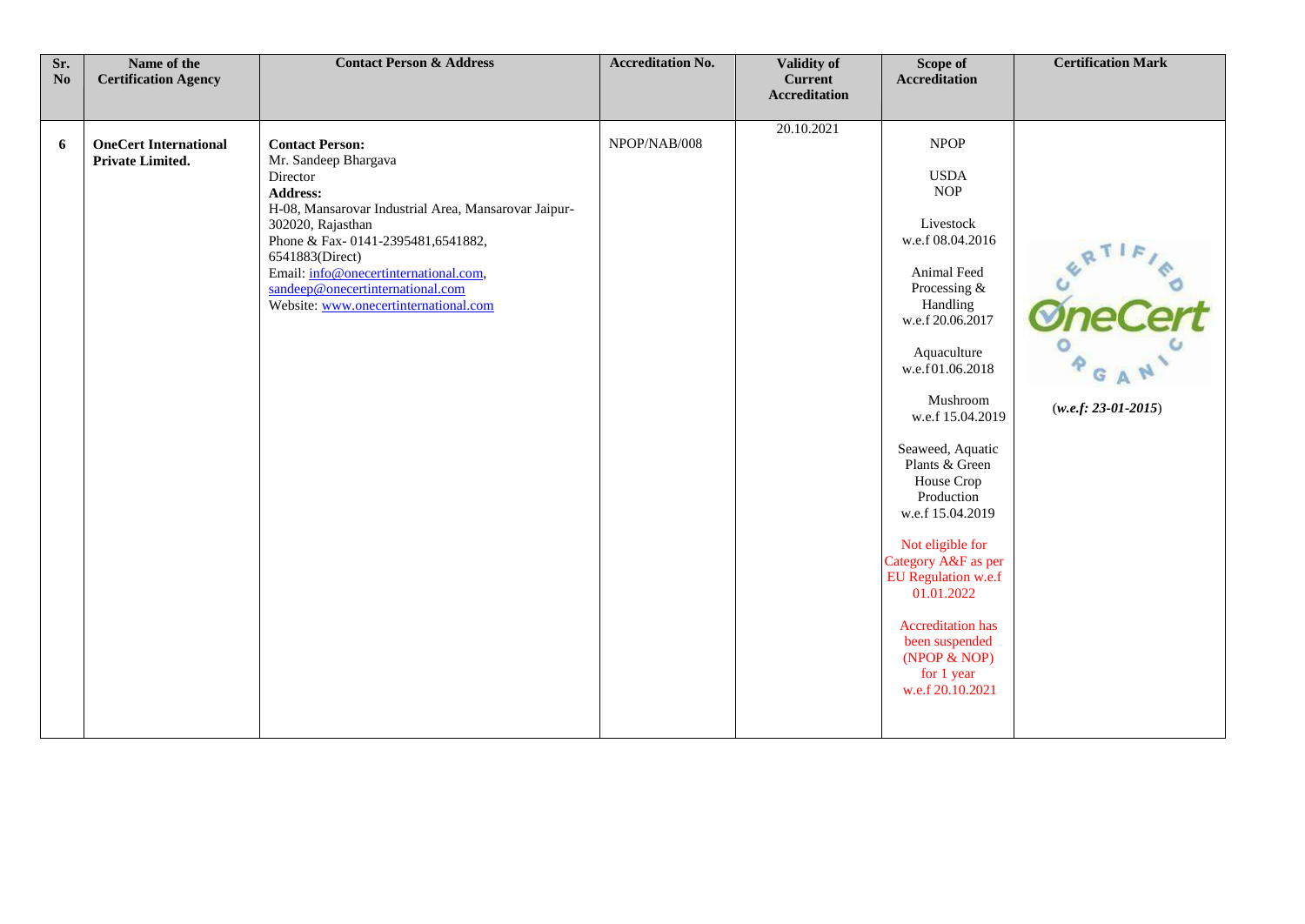| Sr. No | Name of the Certification Agency | Contact Person & Address | Accreditation No. | Validity of Current Accreditation | Scope of Accreditation | Certification Mark |
|---|---|---|---|---|---|---|
| 6 | **OneCert International Private Limited.** | **Contact Person:** Mr. Sandeep Bhargava Director **Address:** H-08, Mansarovar Industrial Area, Mansarovar Jaipur-302020, Rajasthan Phone & Fax- 0141-2395481,6541882, 6541883(Direct) Email: info@onecertinternational.com, sandeep@onecertinternational.com Website: www.onecertinternational.com | NPOP/NAB/008 | 20.10.2021 | NPOP USDA NOP Livestock w.e.f 08.04.2016 Animal Feed Processing & Handling w.e.f 20.06.2017 Aquaculture w.e.f01.06.2018 Mushroom w.e.f 15.04.2019 Seaweed, Aquatic Plants & Green House Crop Production w.e.f 15.04.2019 Not eligible for Category A&F as per EU Regulation w.e.f 01.01.2022 Accreditation has been suspended (NPOP & NOP) for 1 year w.e.f 20.10.2021 | CERTIFIED OneCert ORGANIC (*w.e.f: 23-01-2015*) |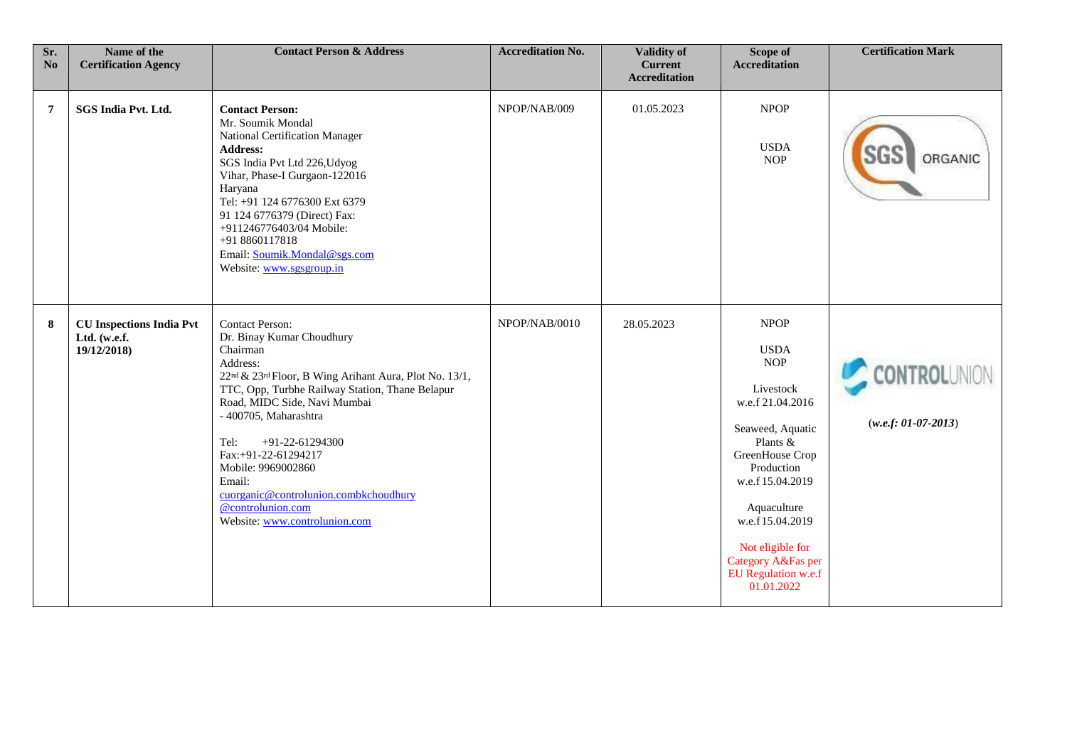| Sr. No | Name of the Certification Agency | Contact Person & Address | Accreditation No. | Validity of Current Accreditation | Scope of Accreditation | Certification Mark |
|---|---|---|---|---|---|---|
| **7** | **SGS India Pvt. Ltd.** | **Contact Person:**<br>Mr. Soumik Mondal<br>National Certification Manager<br>**Address:**<br>SGS India Pvt Ltd 226,Udyog Vihar, Phase-I Gurgaon-122016 Haryana<br>Tel: +91 124 6776300 Ext 6379<br>91 124 6776379 (Direct) Fax: +911246776403/04 Mobile: +91 8860117818<br>Email: Soumik.Mondal@sgs.com<br>Website: www.sgsgroup.in | NPOP/NAB/009 | 01.05.2023 | NPOP<br><br>USDA NOP | SGS ORGANIC |
| **8** | **CU Inspections India Pvt Ltd. (w.e.f. 19/12/2018)** | Contact Person:<br>Dr. Binay Kumar Choudhury<br>Chairman<br>Address:<br>22nd & 23rd Floor, B Wing Arihant Aura, Plot No. 13/1, TTC, Opp, Turbhe Railway Station, Thane Belapur Road, MIDC Side, Navi Mumbai - 400705, Maharashtra<br><br>Tel: +91-22-61294300<br>Fax:+91-22-61294217<br>Mobile: 9969002860<br>Email:<br>cuorganic@controlunion.combkchoudhury@controlunion.com<br>Website: www.controlunion.com | NPOP/NAB/0010 | 28.05.2023 | NPOP<br><br>USDA NOP<br><br>Livestock w.e.f 21.04.2016<br><br>Seaweed, Aquatic Plants & GreenHouse Crop Production w.e.f 15.04.2019<br><br>Aquaculture w.e.f 15.04.2019<br><br>Not eligible for Category A&Fas per EU Regulation w.e.f 01.01.2022 | CONTROLUNION<br><br>(*w.e.f: 01-07-2013*) |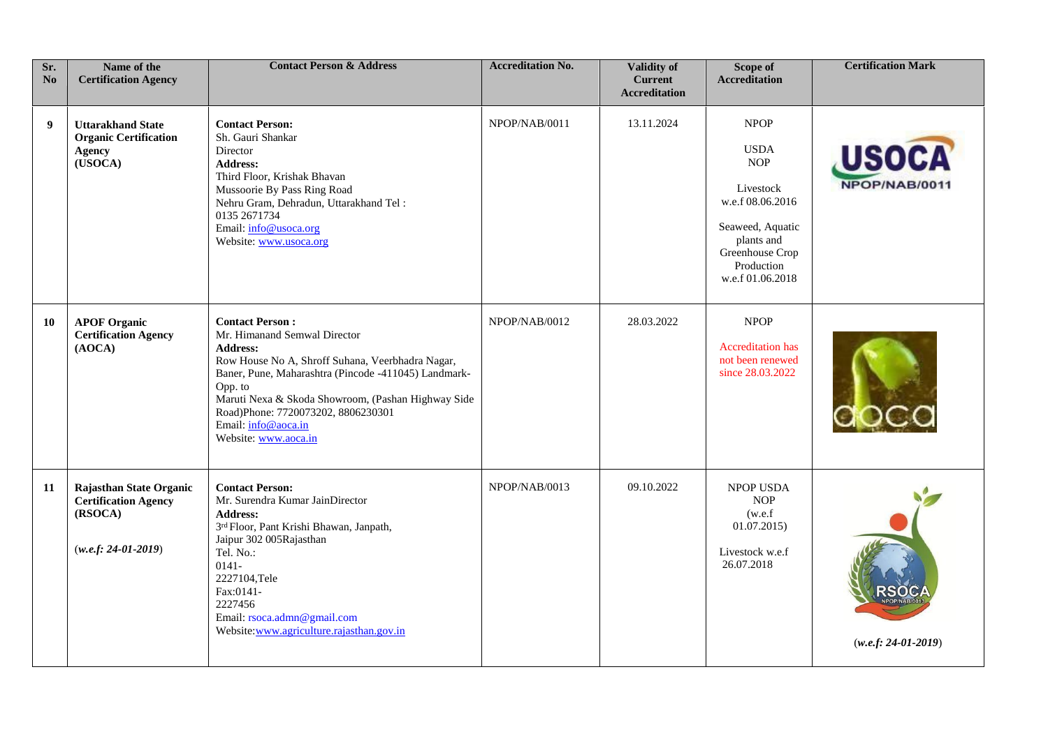| Sr. No | Name of the Certification Agency | Contact Person & Address | Accreditation No. | Validity of Current Accreditation | Scope of Accreditation | Certification Mark |
|---|---|---|---|---|---|---|
| **9** | **Uttarakhand State Organic Certification Agency (USOCA)** | **Contact Person:** Sh. Gauri Shankar Director **Address:** Third Floor, Krishak Bhavan Mussoorie By Pass Ring Road Nehru Gram, Dehradun, Uttarakhand Tel : 0135 2671734 Email: info@usoca.org Website: www.usoca.org | NPOP/NAB/0011 | 13.11.2024 | NPOP USDA NOP Livestock w.e.f 08.06.2016 Seaweed, Aquatic plants and Greenhouse Crop Production w.e.f 01.06.2018 | USOCA NPOP/NAB/0011 |
| **10** | **APOF Organic Certification Agency (AOCA)** | **Contact Person :** Mr. Himanand Semwal Director **Address:** Row House No A, Shroff Suhana, Veerbhadra Nagar, Baner, Pune, Maharashtra (Pincode -411045) Landmark- Opp. to Maruti Nexa & Skoda Showroom, (Pashan Highway Side Road)Phone: 7720073202, 8806230301 Email: info@aoca.in Website: www.aoca.in | NPOP/NAB/0012 | 28.03.2022 | NPOP Accreditation has not been renewed since 28.03.2022 | aoca |
| **11** | **Rajasthan State Organic Certification Agency (RSOCA)** (*w.e.f: 24-01-2019*) | **Contact Person:** Mr. Surendra Kumar JainDirector **Address:** 3rd Floor, Pant Krishi Bhawan, Janpath, Jaipur 302 005Rajasthan Tel. No.: 0141-2227104,Tele Fax:0141-2227456 Email: rsoca.admn@gmail.com Website:www.agriculture.rajasthan.gov.in | NPOP/NAB/0013 | 09.10.2022 | NPOP USDA NOP (w.e.f 01.07.2015) Livestock w.e.f 26.07.2018 | RSOCA NPOP/NAB/0013 (*w.e.f: 24-01-2019*) |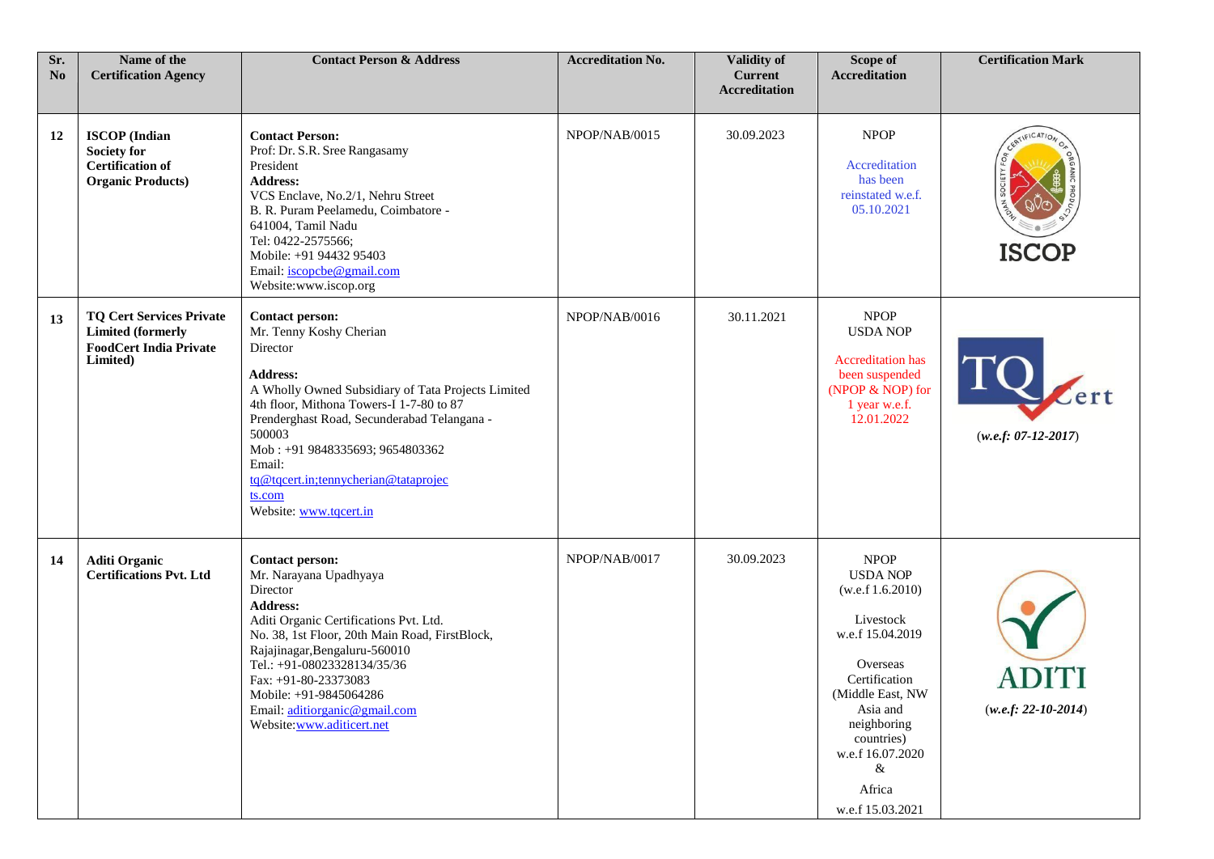| Sr. No | Name of the Certification Agency | Contact Person & Address | Accreditation No. | Validity of Current Accreditation | Scope of Accreditation | Certification Mark |
|---|---|---|---|---|---|---|
| 12 | **ISCOP (Indian Society for Certification of Organic Products)** | **Contact Person:** Prof: Dr. S.R. Sree Rangasamy President **Address:** VCS Enclave, No.2/1, Nehru Street B. R. Puram Peelamedu, Coimbatore - 641004, Tamil Nadu Tel: 0422-2575566; Mobile: +91 94432 95403 Email: iscopcbe@gmail.com Website:www.iscop.org | NPOP/NAB/0015 | 30.09.2023 | NPOP Accreditation has been reinstated w.e.f. 05.10.2021 | ISCOP |
| 13 | **TQ Cert Services Private Limited (formerly FoodCert India Private Limited)** | **Contact person:** Mr. Tenny Koshy Cherian Director **Address:** A Wholly Owned Subsidiary of Tata Projects Limited 4th floor, Mithona Towers-I 1-7-80 to 87 Prenderghast Road, Secunderabad Telangana - 500003 Mob : +91 9848335693; 9654803362 Email: tq@tqcert.in;tennycherian@tataprojects.com Website: www.tqcert.in | NPOP/NAB/0016 | 30.11.2021 | NPOP USDA NOP Accreditation has been suspended (NPOP & NOP) for 1 year w.e.f. 12.01.2022 | TQ Cert (*w.e.f: 07-12-2017*) |
| 14 | **Aditi Organic Certifications Pvt. Ltd** | **Contact person:** Mr. Narayana Upadhyaya Director **Address:** Aditi Organic Certifications Pvt. Ltd. No. 38, 1st Floor, 20th Main Road, FirstBlock, Rajajinagar,Bengaluru-560010 Tel.: +91-08023328134/35/36 Fax: +91-80-23373083 Mobile: +91-9845064286 Email: aditiorganic@gmail.com Website:www.aditicert.net | NPOP/NAB/0017 | 30.09.2023 | NPOP USDA NOP (w.e.f 1.6.2010) Livestock w.e.f 15.04.2019 Overseas Certification (Middle East, NW Asia and neighboring countries) w.e.f 16.07.2020 & Africa w.e.f 15.03.2021 | ADITI (*w.e.f: 22-10-2014*) |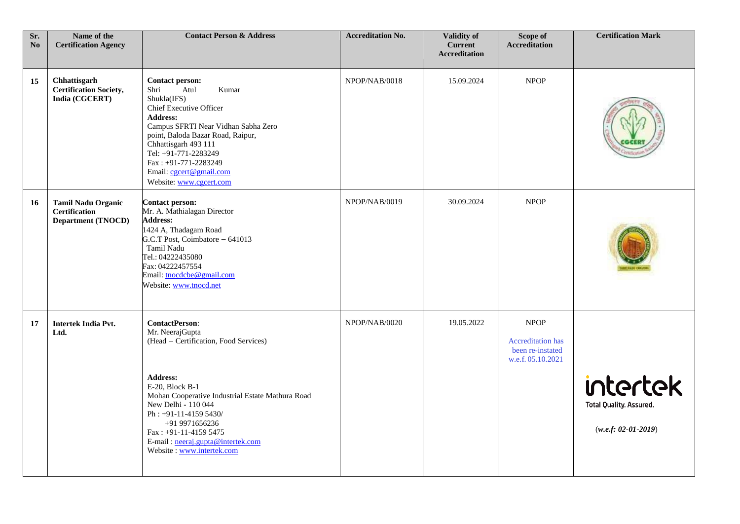| Sr. No | Name of the Certification Agency | Contact Person & Address | Accreditation No. | Validity of Current Accreditation | Scope of Accreditation | Certification Mark |
|---|---|---|---|---|---|---|
| 15 | **Chhattisgarh Certification Society, India (CGCERT)** | **Contact person:** Shri Atul Kumar Shukla(IFS) Chief Executive Officer **Address:** Campus SFRTI Near Vidhan Sabha Zero point, Baloda Bazar Road, Raipur, Chhattisgarh 493 111 Tel: +91-771-2283249 Fax : +91-771-2283249 Email: cgcert@gmail.com Website: www.cgcert.com | NPOP/NAB/0018 | 15.09.2024 | NPOP | |
| 16 | **Tamil Nadu Organic Certification Department (TNOCD)** | **Contact person:** Mr. A. Mathialagan Director **Address:** 1424 A, Thadagam Road G.C.T Post, Coimbatore – 641013 Tamil Nadu Tel.: 04222435080 Fax: 04222457554 Email: tnocdcbe@gmail.com Website: www.tnocd.net | NPOP/NAB/0019 | 30.09.2024 | NPOP | |
| 17 | **Intertek India Pvt. Ltd.** | **ContactPerson**: Mr. NeerajGupta (Head – Certification, Food Services) **Address:** E-20, Block B-1 Mohan Cooperative Industrial Estate Mathura Road New Delhi - 110 044 Ph : +91-11-4159 5430/ +91 9971656236 Fax : +91-11-4159 5475 E-mail : neeraj.gupta@intertek.com Website : www.intertek.com | NPOP/NAB/0020 | 19.05.2022 | NPOP Accreditation has been re-instated w.e.f. 05.10.2021 | intertek Total Quality. Assured. (***w.e.f: 02-01-2019***) |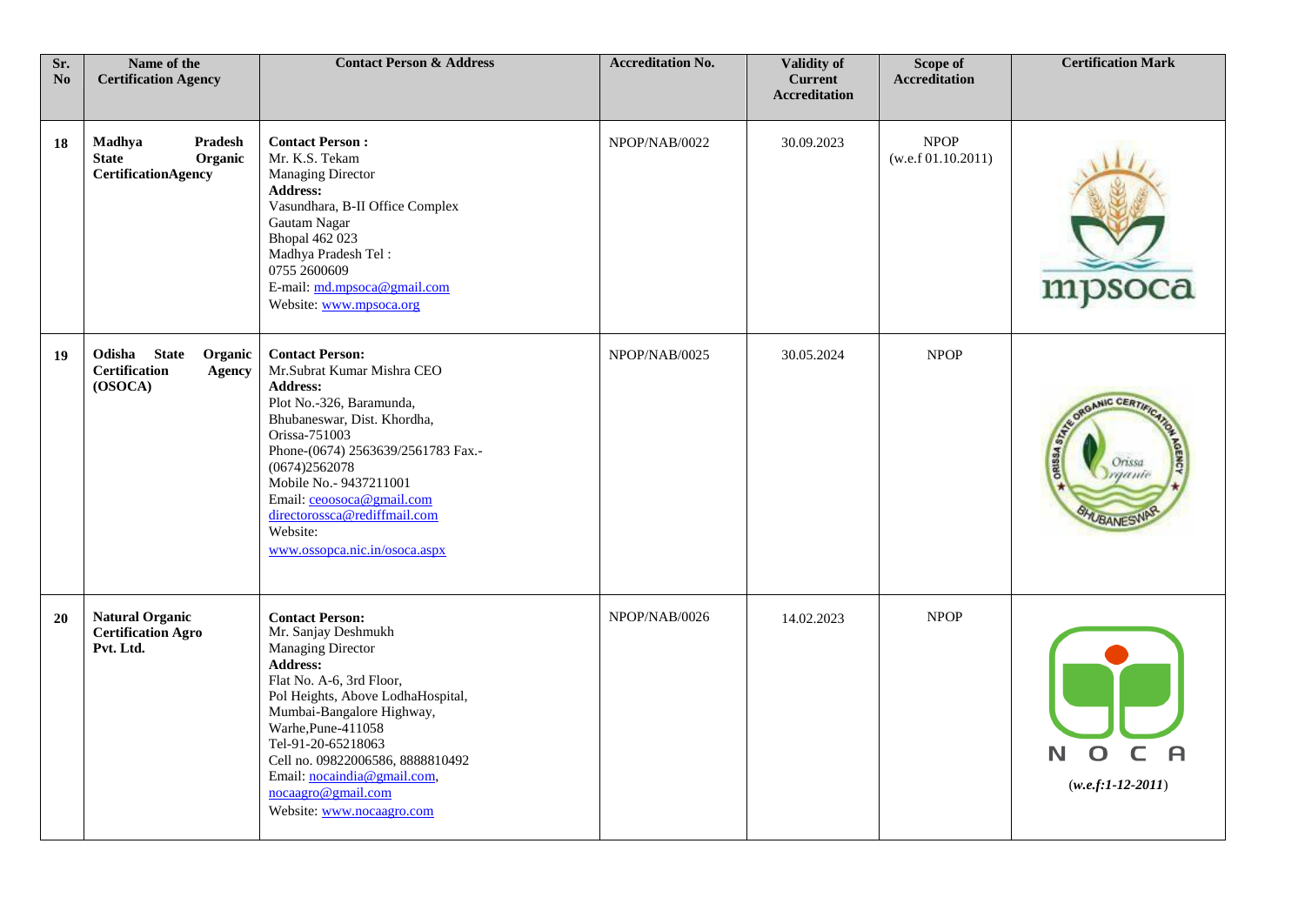| Sr. No | Name of the Certification Agency | Contact Person & Address | Accreditation No. | Validity of Current Accreditation | Scope of Accreditation | Certification Mark |
|---|---|---|---|---|---|---|
| 18 | **Madhya Pradesh State Organic CertificationAgency** | **Contact Person :**<br>Mr. K.S. Tekam<br>Managing Director<br>**Address:**<br>Vasundhara, B-II Office Complex<br>Gautam Nagar<br>Bhopal 462 023<br>Madhya Pradesh Tel :<br>0755 2600609<br>E-mail: md.mpsoca@gmail.com<br>Website: www.mpsoca.org | NPOP/NAB/0022 | 30.09.2023 | NPOP<br>(w.e.f 01.10.2011) | mpsoca |
| 19 | **Odisha State Organic Certification Agency (OSOCA)** | **Contact Person:**<br>Mr.Subrat Kumar Mishra CEO<br>**Address:**<br>Plot No.-326, Baramunda,<br>Bhubaneswar, Dist. Khordha,<br>Orissa-751003<br>Phone-(0674) 2563639/2561783 Fax.-(0674)2562078<br>Mobile No.- 9437211001<br>Email: ceoosoca@gmail.com<br>directorossca@rediffmail.com<br>Website:<br>www.ossopca.nic.in/osoca.aspx | NPOP/NAB/0025 | 30.05.2024 | NPOP | ORISSA STATE ORGANIC CERTIFICATION AGENCY<br>Orissa Organic<br>BHUBANESWAR |
| 20 | **Natural Organic Certification Agro Pvt. Ltd.** | **Contact Person:**<br>Mr. Sanjay Deshmukh<br>Managing Director<br>**Address:**<br>Flat No. A-6, 3rd Floor,<br>Pol Heights, Above LodhaHospital,<br>Mumbai-Bangalore Highway,<br>Warhe,Pune-411058<br>Tel-91-20-65218063<br>Cell no. 09822006586, 8888810492<br>Email: nocaindia@gmail.com,<br>nocaagro@gmail.com<br>Website: www.nocaagro.com | NPOP/NAB/0026 | 14.02.2023 | NPOP | N O C A<br>(*w.e.f:1-12-2011*) |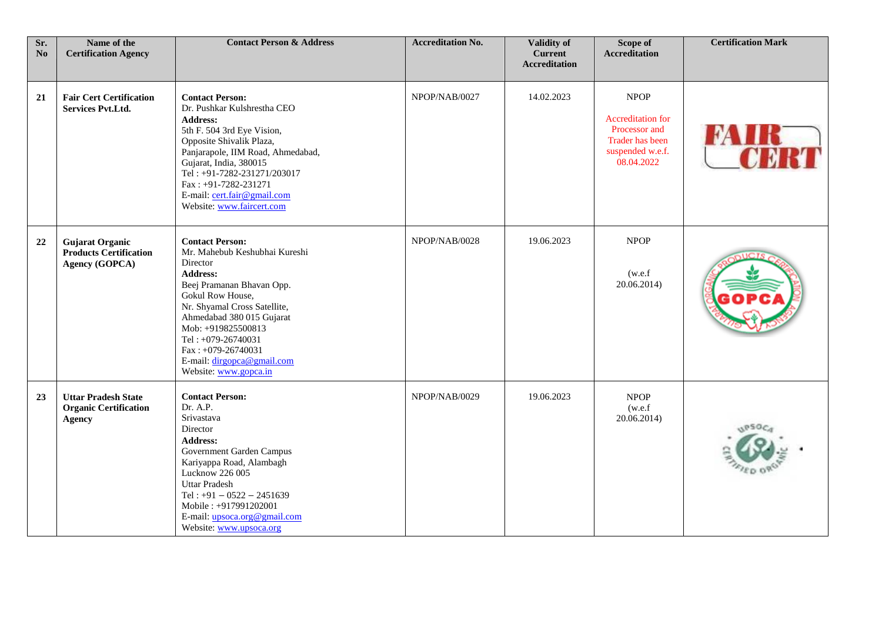| Sr. No | Name of the Certification Agency | Contact Person & Address | Accreditation No. | Validity of Current Accreditation | Scope of Accreditation | Certification Mark |
|---|---|---|---|---|---|---|
| 21 | **Fair Cert Certification Services Pvt.Ltd.** | **Contact Person:** Dr. Pushkar Kulshrestha CEO **Address:** 5th F. 504 3rd Eye Vision, Opposite Shivalik Plaza, Panjarapole, IIM Road, Ahmedabad, Gujarat, India, 380015 Tel : +91-7282-231271/203017 Fax : +91-7282-231271 E-mail: cert.fair@gmail.com Website: www.faircert.com | NPOP/NAB/0027 | 14.02.2023 | NPOP Accreditation for Processor and Trader has been suspended w.e.f. 08.04.2022 | FAIR CERT |
| 22 | **Gujarat Organic Products Certification Agency (GOPCA)** | **Contact Person:** Mr. Mahebub Keshubhai Kureshi Director **Address:** Beej Pramanan Bhavan Opp. Gokul Row House, Nr. Shyamal Cross Satellite, Ahmedabad 380 015 Gujarat Mob: +919825500813 Tel : +079-26740031 Fax : +079-26740031 E-mail: dirgopca@gmail.com Website: www.gopca.in | NPOP/NAB/0028 | 19.06.2023 | NPOP (w.e.f 20.06.2014) | GOPCA |
| 23 | **Uttar Pradesh State Organic Certification Agency** | **Contact Person:** Dr. A.P. Srivastava Director **Address:** Government Garden Campus Kariyappa Road, Alambagh Lucknow 226 005 Uttar Pradesh Tel : +91 – 0522 – 2451639 Mobile : +917991202001 E-mail: upsoca.org@gmail.com Website: www.upsoca.org | NPOP/NAB/0029 | 19.06.2023 | NPOP (w.e.f 20.06.2014) | UPSOCA CERTIFIED ORGANIC |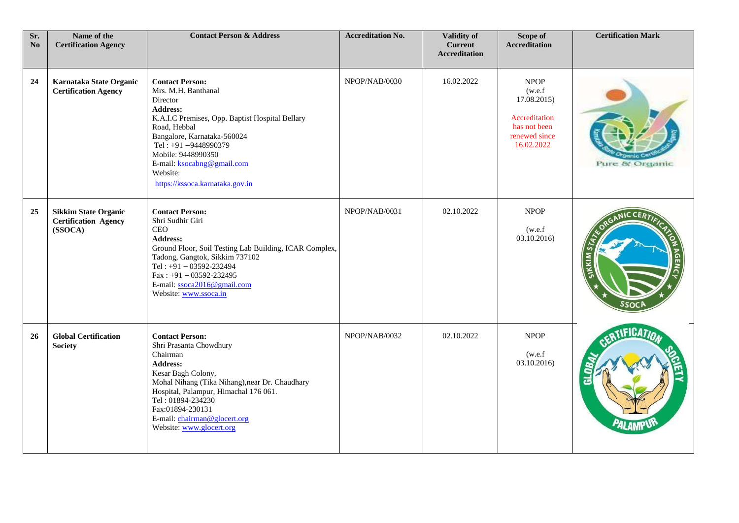| Sr. No | Name of the Certification Agency | Contact Person & Address | Accreditation No. | Validity of Current Accreditation | Scope of Accreditation | Certification Mark |
|---|---|---|---|---|---|---|
| **24** | **Karnataka State Organic Certification Agency** | **Contact Person:** Mrs. M.H. Banthanal Director **Address:** K.A.I.C Premises, Opp. Baptist Hospital Bellary Road, Hebbal Bangalore, Karnataka-560024 Tel : +91 –9448990379 Mobile: 9448990350 E-mail: ksocabng@gmail.com Website: https://kssoca.karnataka.gov.in | NPOP/NAB/0030 | 16.02.2022 | NPOP (w.e.f 17.08.2015) Accreditation has not been renewed since 16.02.2022 | |
| **25** | **Sikkim State Organic Certification Agency (SSOCA)** | **Contact Person:** Shri Sudhir Giri CEO **Address:** Ground Floor, Soil Testing Lab Building, ICAR Complex, Tadong, Gangtok, Sikkim 737102 Tel : +91 – 03592-232494 Fax : +91 – 03592-232495 E-mail: ssoca2016@gmail.com Website: www.ssoca.in | NPOP/NAB/0031 | 02.10.2022 | NPOP (w.e.f 03.10.2016) | |
| **26** | **Global Certification Society** | **Contact Person:** Shri Prasanta Chowdhury Chairman **Address:** Kesar Bagh Colony, Mohal Nihang (Tika Nihang),near Dr. Chaudhary Hospital, Palampur, Himachal 176 061. Tel : 01894-234230 Fax:01894-230131 E-mail: chairman@glocert.org Website: www.glocert.org | NPOP/NAB/0032 | 02.10.2022 | NPOP (w.e.f 03.10.2016) | |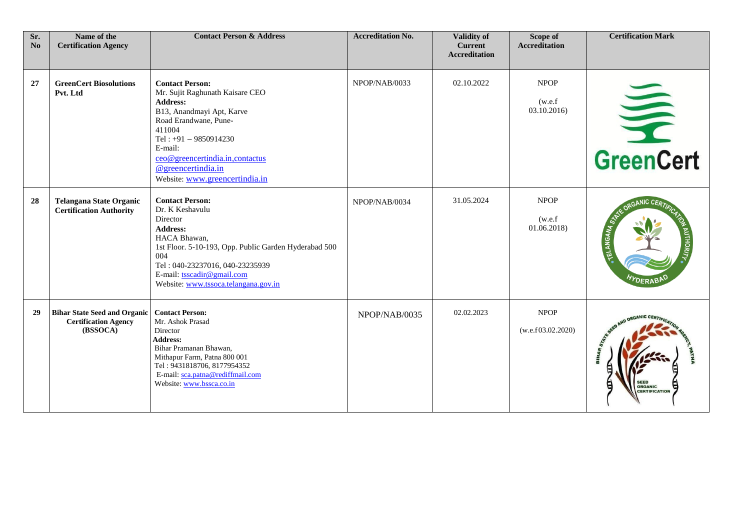| Sr. No | Name of the Certification Agency | Contact Person & Address | Accreditation No. | Validity of Current Accreditation | Scope of Accreditation | Certification Mark |
|---|---|---|---|---|---|---|
| 27 | **GreenCert Biosolutions Pvt. Ltd** | **Contact Person:** Mr. Sujit Raghunath Kaisare CEO **Address:** B13, Anandmayi Apt, Karve Road Erandwane, Pune-411004 Tel : +91 – 9850914230 E-mail: ceo@greencertindia.in,contactus @greencertindia.in Website: www.greencertindia.in | NPOP/NAB/0033 | 02.10.2022 | NPOP (w.e.f 03.10.2016) | GreenCert |
| 28 | **Telangana State Organic Certification Authority** | **Contact Person:** Dr. K Keshavulu Director **Address:** HACA Bhawan, 1st Floor. 5-10-193, Opp. Public Garden Hyderabad 500 004 Tel : 040-23237016, 040-23235939 E-mail: tsscadir@gmail.com Website: www.tssoca.telangana.gov.in | NPOP/NAB/0034 | 31.05.2024 | NPOP (w.e.f 01.06.2018) | Telangana State Organic Certification Authority Hyderabad |
| 29 | **Bihar State Seed and Organic Certification Agency (BSSOCA)** | **Contact Person:** Mr. Ashok Prasad Director **Address:** Bihar Pramanan Bhawan, Mithapur Farm, Patna 800 001 Tel : 9431818706, 8177954352 E-mail: sca.patna@rediffmail.com Website: www.bssca.co.in | NPOP/NAB/0035 | 02.02.2023 | NPOP (w.e.f 03.02.2020) | Bihar State Seed and Organic Certification Agency, Patna Seed Organic Certification |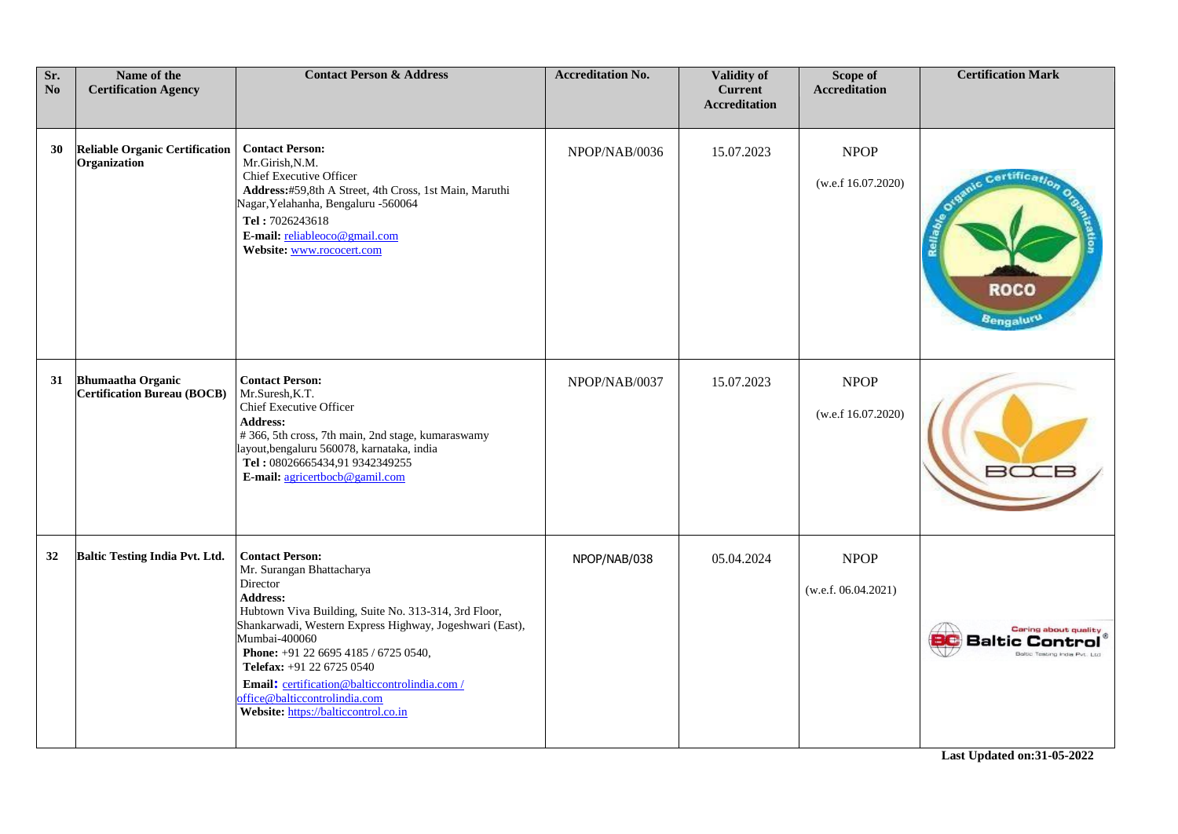| Sr. No | Name of the Certification Agency | Contact Person & Address | Accreditation No. | Validity of Current Accreditation | Scope of Accreditation | Certification Mark |
|---|---|---|---|---|---|---|
| 30 | **Reliable Organic Certification Organization** | **Contact Person:** Mr.Girish,N.M. Chief Executive Officer **Address:**#59,8th A Street, 4th Cross, 1st Main, Maruthi Nagar,Yelahanha, Bengaluru -560064 **Tel :** 7026243618 **E-mail:** reliableoco@gmail.com **Website:** www.rococert.com | NPOP/NAB/0036 | 15.07.2023 | NPOP (w.e.f 16.07.2020) | |
| 31 | **Bhumaatha Organic Certification Bureau (BOCB)** | **Contact Person:** Mr.Suresh,K.T. Chief Executive Officer **Address:** # 366, 5th cross, 7th main, 2nd stage, kumaraswamy layout,bengaluru 560078, karnataka, india **Tel :** 08026665434,91 9342349255 **E-mail:** agricertbocb@gamil.com | NPOP/NAB/0037 | 15.07.2023 | NPOP (w.e.f 16.07.2020) | |
| 32 | **Baltic Testing India Pvt. Ltd.** | **Contact Person:** Mr. Surangan Bhattacharya Director **Address:** Hubtown Viva Building, Suite No. 313-314, 3rd Floor, Shankarwadi, Western Express Highway, Jogeshwari (East), Mumbai-400060 **Phone:** +91 22 6695 4185 / 6725 0540, **Telefax:** +91 22 6725 0540 **Email:** certification@balticcontrolindia.com / office@balticcontrolindia.com **Website:** https://balticcontrol.co.in | NPOP/NAB/038 | 05.04.2024 | NPOP (w.e.f. 06.04.2021) | |

**Last Updated on:31-05-2022**